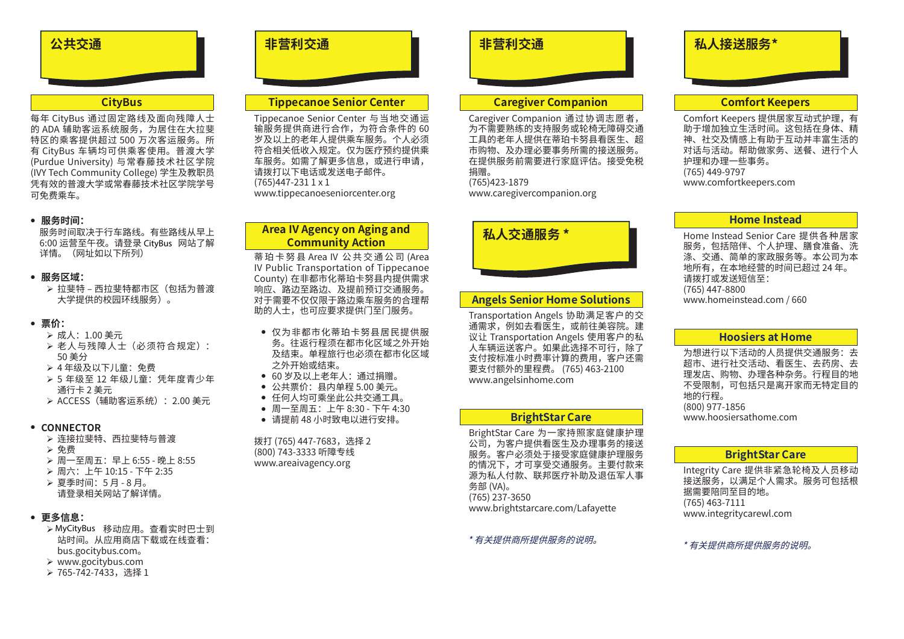# 公共交通

## CityBus

每年 CityBus 通过固定路线及面向残障人士的 ADA 辅助客运系统服务，为居住在大拉斐特区的乘客提供超过 500 万次客运服务。所有 CityBus 车辆均可供乘客使用。普渡大学 (Purdue University) 与常春藤技术社区学院 (IVY Tech Community College) 学生及教职员凭有效的普渡大学或常春藤技术社区学院学号可免费乘车。

- **服务时间：**
  服务时间取决于行车路线。有些路线从早上 6:00 运营至午夜。请登录 CityBus 网站了解详情。（网址如以下所列）
- **服务区域：**
  - 拉斐特 – 西拉斐特都市区（包括为普渡大学提供的校园环线服务）。
- **票价：**
  - 成人：1.00 美元
  - 老人与残障人士（必须符合规定）：50 美分
  - 4 年级及以下儿童：免费
  - 5 年级至 12 年级儿童：凭年度青少年通行卡 2 美元
  - ACCESS（辅助客运系统）：2.00 美元
- **CONNECTOR**
  - 连接拉斐特、西拉斐特与普渡
  - 免费
  - 周一至周五：早上 6:55 - 晚上 8:55
  - 周六：上午 10:15 - 下午 2:35
  - 夏季时间：5 月 - 8 月。请登录相关网站了解详情。
- **更多信息：**
  - MyCityBus 移动应用。查看实时巴士到站时间。从应用商店下载或在线查看：bus.gocitybus.com。
  - www.gocitybus.com
  - 765-742-7433，选择 1

# 非营利交通

## Tippecanoe Senior Center

Tippecanoe Senior Center 与当地交通运输服务提供商进行合作，为符合条件的 60 岁及以上的老年人提供乘车服务。人必须符合相关低收入规定。仅为医疗预约提供乘车服务。如需了解更多信息，或进行申请，请拨打以下电话或发送电子邮件。
(765)447-231 1 x 1
www.tippecanoeseniorcenter.org

## Area IV Agency on Aging and Community Action

蒂珀卡努县 Area IV 公共交通公司 (Area IV Public Transportation of Tippecanoe County) 在非都市化蒂珀卡努县内提供需求响应、路边至路边、及提前预订交通服务。对于需要不仅仅限于路边乘车服务的合理帮助的人士，也可应要求提供门至门服务。

- 仅为非都市化蒂珀卡努县居民提供服务。往返行程须在都市化区域之外开始及结束。单程旅行也必须在都市化区域之外开始或结束。
- 60 岁及以上老年人：通过捐赠。
- 公共票价：县内单程 5.00 美元。
- 任何人均可乘坐此公共交通工具。
- 周一至周五：上午 8:30 - 下午 4:30
- 请提前 48 小时致电以进行安排。

拨打 (765) 447-7683，选择 2
(800) 743-3333 听障专线
www.areaivagency.org

# 非营利交通

## Caregiver Companion

Caregiver Companion 通过协调志愿者，为不需要熟练的支持服务或轮椅无障碍交通工具的老年人提供在蒂珀卡努县看医生、超市购物、及办理必要事务所需的接送服务。在提供服务前需要进行家庭评估。接送免税捐赠。
(765)423-1879
www.caregivercompanion.org

# 私人交通服务 *

## Angels Senior Home Solutions

Transportation Angels 协助满足客户的交通需求，例如去看医生，或前往美容院。建议让 Transportation Angels 使用客户的私人车辆运送客户。如果此选择不可行，除了支付按标准小时费率计算的费用，客户还需要支付额外的里程费。 (765) 463-2100
www.angelsinhome.com

## BrightStar Care

BrightStar Care 为一家持照家庭健康护理公司，为客户提供看医生及办理事务的接送服务。客户必须处于接受家庭健康护理服务的情况下，才可享受交通服务。主要付款来源为私人付款、联邦医疗补助及退伍军人事务部 (VA)。
(765) 237-3650
www.brightstarcare.com/Lafayette

*\* 有关提供商所提供服务的说明。*

# 私人接送服务*

## Comfort Keepers

Comfort Keepers 提供居家互动式护理，有助于增加独立生活时间。这包括在身体、精神、社交及情感上有助于互动并丰富生活的对话与活动。帮助做家务、送餐、进行个人护理和办理一些事务。
(765) 449-9797
www.comfortkeepers.com

## Home Instead

Home Instead Senior Care 提供各种居家服务，包括陪伴、个人护理、膳食准备、洗涤、交通、简单的家政服务等。本公司为本地所有，在本地经营的时间已超过 24 年。请拨打或发送短信至：
(765) 447-8800
www.homeinstead.com / 660

## Hoosiers at Home

为想进行以下活动的人员提供交通服务：去超市、进行社交活动、看医生、去药房、去理发店、购物、办理各种杂务。行程目的地不受限制，可包括只是离开家而无特定目的地的行程。
(800) 977-1856
www.hoosiersathome.com

## BrightStar Care

Integrity Care 提供非紧急轮椅及人员移动接送服务，以满足个人需求。服务可包括根据需要陪同至目的地。
(765) 463-7111
www.integritycarewl.com

*\* 有关提供商所提供服务的说明。*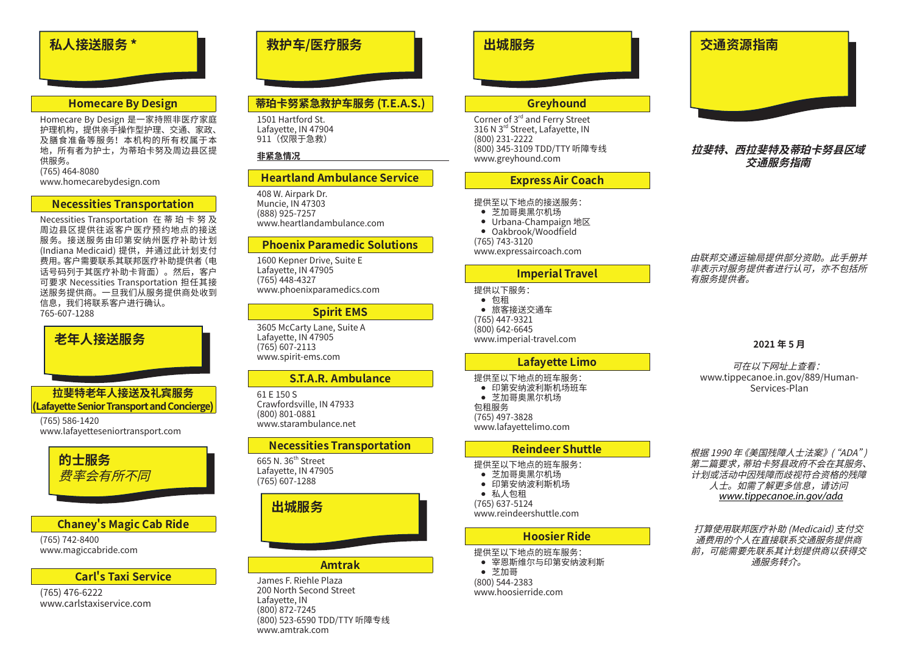# 私人接送服务 *

## Homecare By Design

Homecare By Design 是一家持照非医疗家庭护理机构，提供亲手操作型护理、交通、家政、及膳食准备等服务！本机构的所有权属于本地，所有者为护士，为蒂珀卡努及周边县区提供服务。
(765) 464-8080
www.homecarebydesign.com

## Necessities Transportation

Necessities Transportation 在蒂珀卡努及周边县区提供往返客户医疗预约地点的接送服务。接送服务由印第安纳州医疗补助计划 (Indiana Medicaid) 提供，并通过此计划支付费用。客户需要联系其联邦医疗补助提供者（电话号码列于其医疗补助卡背面）。然后，客户可要求 Necessities Transportation 担任其接送服务提供商。一旦我们从服务提供商处收到信息，我们将联系客户进行确认。
765-607-1288

# 老年人接送服务

## 拉斐特老年人接送及礼宾服务 (Lafayette Senior Transport and Concierge)

(765) 586-1420
www.lafayetteseniortransport.com

# 的士服务

*费率会有所不同*

## Chaney's Magic Cab Ride

(765) 742-8400
www.magiccabride.com

## Carl's Taxi Service

(765) 476-6222
www.carlstaxiservice.com

# 救护车/医疗服务

## 蒂珀卡努紧急救护车服务 (T.E.A.S.)

1501 Hartford St.
Lafayette, IN 47904
911（仅限于急救）

**非紧急情况**

## Heartland Ambulance Service

408 W. Airpark Dr.
Muncie, IN 47303
(888) 925-7257
www.heartlandambulance.com

## Phoenix Paramedic Solutions

1600 Kepner Drive, Suite E
Lafayette, IN 47905
(765) 448-4327
www.phoenixparamedics.com

## Spirit EMS

3605 McCarty Lane, Suite A
Lafayette, IN 47905
(765) 607-2113
www.spirit-ems.com

## S.T.A.R. Ambulance

61 E 150 S
Crawfordsville, IN 47933
(800) 801-0881
www.starambulance.net

## Necessities Transportation

665 N. 36th Street
Lafayette, IN 47905
(765) 607-1288

# 出城服务

## Amtrak

James F. Riehle Plaza
200 North Second Street
Lafayette, IN
(800) 872-7245
(800) 523-6590 TDD/TTY 听障专线
www.amtrak.com

# 出城服务

## Greyhound

Corner of 3rd and Ferry Street
316 N 3rd Street, Lafayette, IN
(800) 231-2222
(800) 345-3109 TDD/TTY 听障专线
www.greyhound.com

## Express Air Coach

提供至以下地点的接送服务：
- 芝加哥奥黑尔机场
- Urbana-Champaign 地区
- Oakbrook/Woodfield

(765) 743-3120
www.expressaircoach.com

## Imperial Travel

提供以下服务：
- 包租
- 旅客接送交通车

(765) 447-9321
(800) 642-6645
www.imperial-travel.com

## Lafayette Limo

提供至以下地点的班车服务：
- 印第安纳波利斯机场班车
- 芝加哥奥黑尔机场

包租服务
(765) 497-3828
www.lafayettelimo.com

## Reindeer Shuttle

提供至以下地点的班车服务：
- 芝加哥奥黑尔机场
- 印第安纳波利斯机场
- 私人包租

(765) 637-5124
www.reindeershuttle.com

## Hoosier Ride

提供至以下地点的班车服务：
- 罕恩斯维尔与印第安纳波利斯
- 芝加哥

(800) 544-2383
www.hoosierride.com

# 交通资源指南

***拉斐特、西拉斐特及蒂珀卡努县区域交通服务指南***

*由联邦交通运输局提供部分资助。此手册并非表示对服务提供者进行认可，亦不包括所有服务提供者。*

**2021 年 5 月**

*可在以下网址上查看：*
www.tippecanoe.in.gov/889/Human-Services-Plan

*根据 1990 年《美国残障人士法案》（“ADA”）第二篇要求，蒂珀卡努县政府不会在其服务、计划或活动中因残障而歧视符合资格的残障人士。如需了解更多信息，请访问 www.tippecanoe.in.gov/ada*

*打算使用联邦医疗补助 (Medicaid) 支付交通费用的个人在直接联系交通服务提供商前，可能需要先联系其计划提供商以获得交通服务转介。*